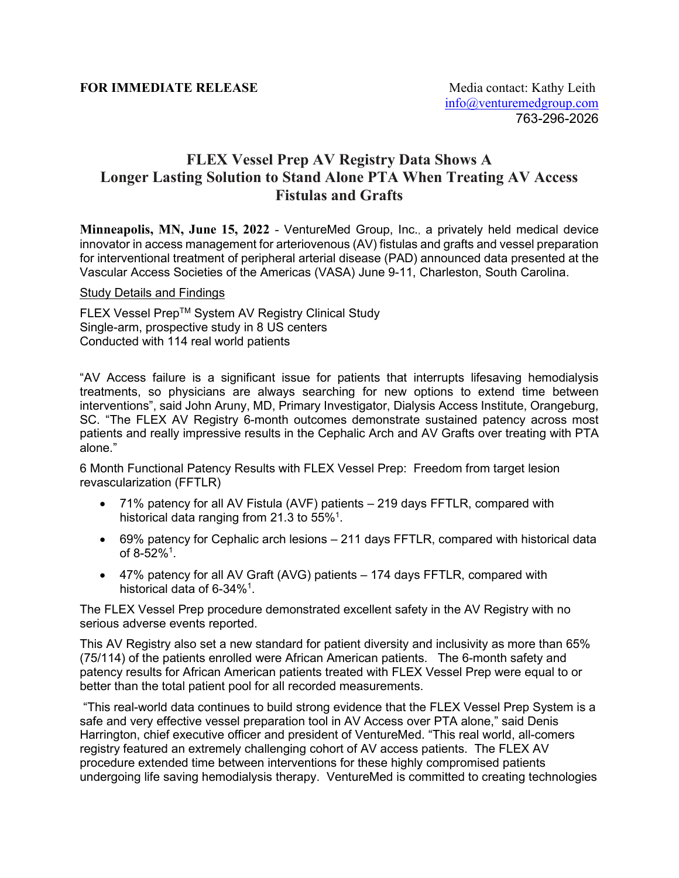**FOR IMMEDIATE RELEASE**

Media contact: Kathy Leith
info@venturemedgroup.com
763-296-2026

# FLEX Vessel Prep AV Registry Data Shows A Longer Lasting Solution to Stand Alone PTA When Treating AV Access Fistulas and Grafts

**Minneapolis, MN, June 15, 2022** - VentureMed Group, Inc., a privately held medical device innovator in access management for arteriovenous (AV) fistulas and grafts and vessel preparation for interventional treatment of peripheral arterial disease (PAD) announced data presented at the Vascular Access Societies of the Americas (VASA) June 9-11, Charleston, South Carolina.

Study Details and Findings

FLEX Vessel Prep™ System AV Registry Clinical Study
Single-arm, prospective study in 8 US centers
Conducted with 114 real world patients

"AV Access failure is a significant issue for patients that interrupts lifesaving hemodialysis treatments, so physicians are always searching for new options to extend time between interventions", said John Aruny, MD, Primary Investigator, Dialysis Access Institute, Orangeburg, SC. "The FLEX AV Registry 6-month outcomes demonstrate sustained patency across most patients and really impressive results in the Cephalic Arch and AV Grafts over treating with PTA alone."

6 Month Functional Patency Results with FLEX Vessel Prep: Freedom from target lesion revascularization (FFTLR)

- 71% patency for all AV Fistula (AVF) patients – 219 days FFTLR, compared with historical data ranging from 21.3 to 55%[1].
- 69% patency for Cephalic arch lesions – 211 days FFTLR, compared with historical data of 8-52%[1].
- 47% patency for all AV Graft (AVG) patients – 174 days FFTLR, compared with historical data of 6-34%[1].

The FLEX Vessel Prep procedure demonstrated excellent safety in the AV Registry with no serious adverse events reported.

This AV Registry also set a new standard for patient diversity and inclusivity as more than 65% (75/114) of the patients enrolled were African American patients. The 6-month safety and patency results for African American patients treated with FLEX Vessel Prep were equal to or better than the total patient pool for all recorded measurements.

"This real-world data continues to build strong evidence that the FLEX Vessel Prep System is a safe and very effective vessel preparation tool in AV Access over PTA alone," said Denis Harrington, chief executive officer and president of VentureMed. "This real world, all-comers registry featured an extremely challenging cohort of AV access patients. The FLEX AV procedure extended time between interventions for these highly compromised patients undergoing life saving hemodialysis therapy. VentureMed is committed to creating technologies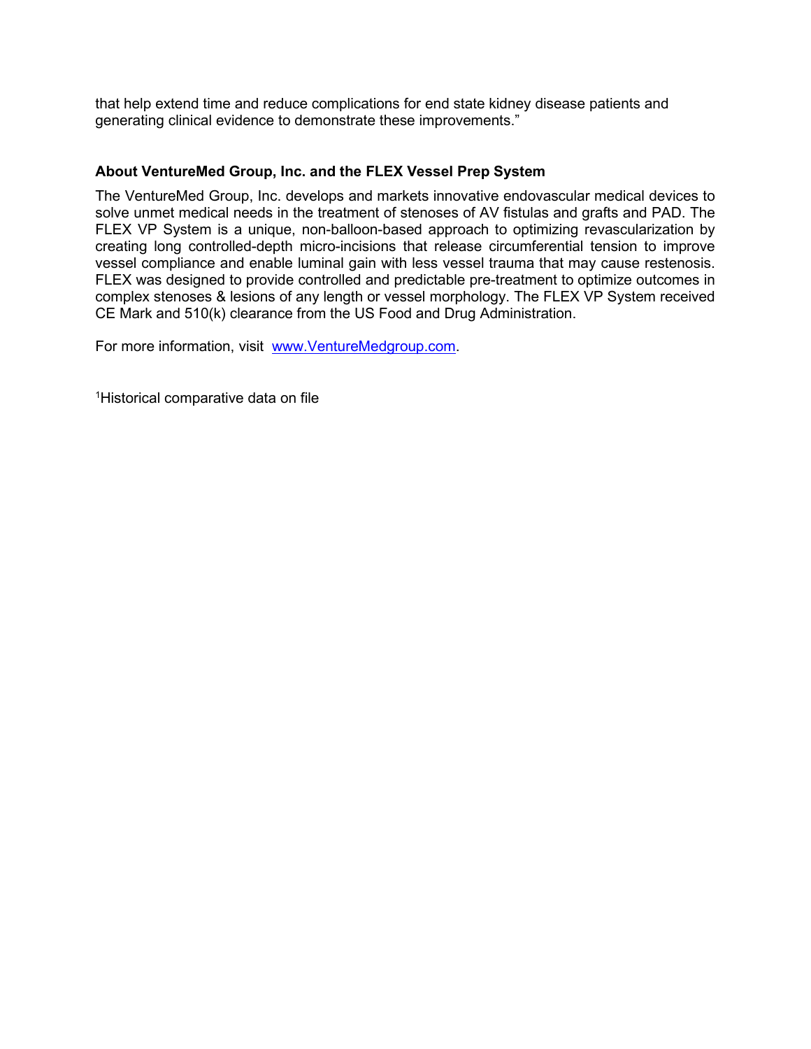that help extend time and reduce complications for end state kidney disease patients and generating clinical evidence to demonstrate these improvements."

**About VentureMed Group, Inc. and the FLEX Vessel Prep System**

The VentureMed Group, Inc. develops and markets innovative endovascular medical devices to solve unmet medical needs in the treatment of stenoses of AV fistulas and grafts and PAD. The FLEX VP System is a unique, non-balloon-based approach to optimizing revascularization by creating long controlled-depth micro-incisions that release circumferential tension to improve vessel compliance and enable luminal gain with less vessel trauma that may cause restenosis. FLEX was designed to provide controlled and predictable pre-treatment to optimize outcomes in complex stenoses & lesions of any length or vessel morphology. The FLEX VP System received CE Mark and 510(k) clearance from the US Food and Drug Administration.

For more information, visit [www.VentureMedgroup.com](http://www.VentureMedgroup.com).

[1]Historical comparative data on file